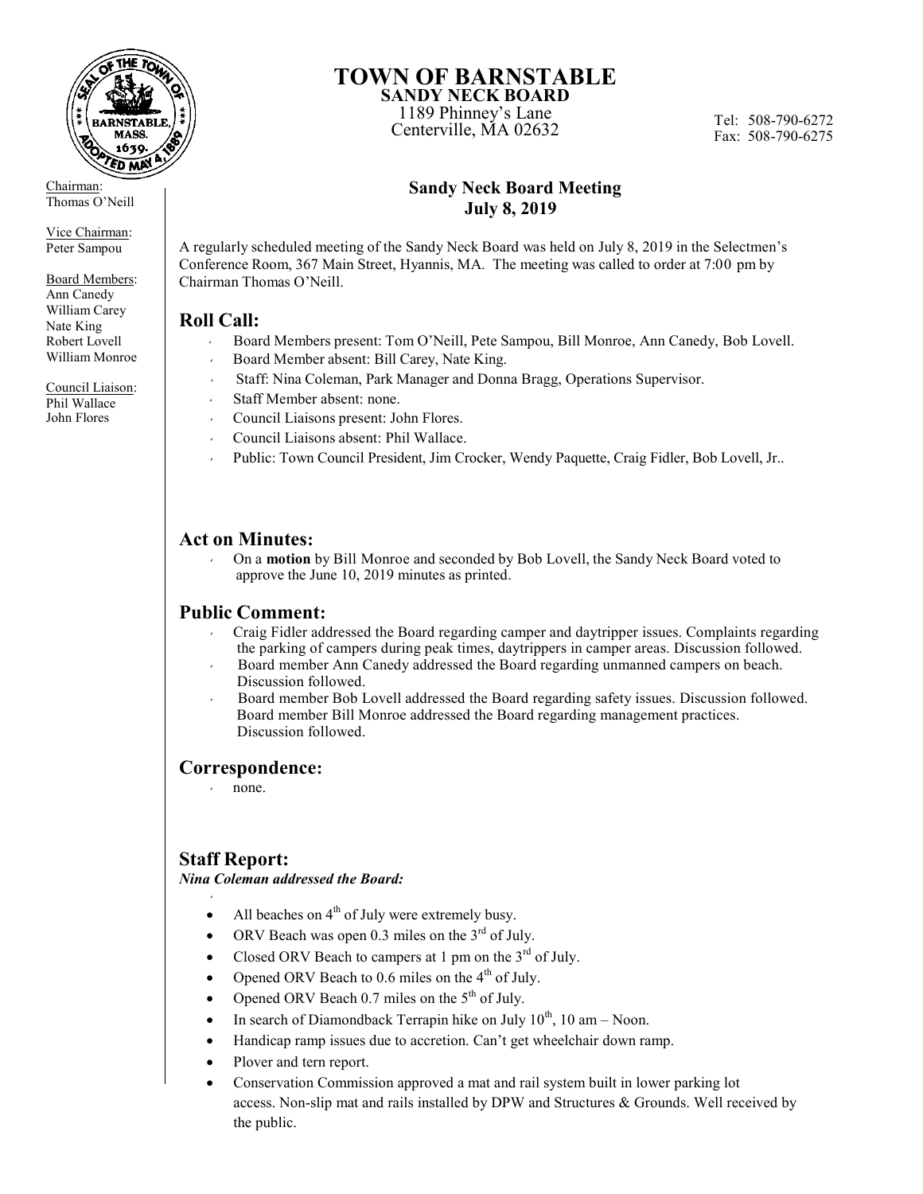# TOWN OF BARNSTABLE

**SANDY NECK BOARD**

1189 Phinney's Lane
Centerville, MA 02632

Tel: 508-790-6272
Fax: 508-790-6275

Chairman:
Thomas O'Neill

Vice Chairman:
Peter Sampou

Board Members:
Ann Canedy
William Carey
Nate King
Robert Lovell
William Monroe

Council Liaison:
Phil Wallace
John Flores

## Sandy Neck Board Meeting
## July 8, 2019

A regularly scheduled meeting of the Sandy Neck Board was held on July 8, 2019 in the Selectmen's Conference Room, 367 Main Street, Hyannis, MA. The meeting was called to order at 7:00 pm by Chairman Thomas O'Neill.

## Roll Call:

- Board Members present: Tom O'Neill, Pete Sampou, Bill Monroe, Ann Canedy, Bob Lovell.
- Board Member absent: Bill Carey, Nate King.
- Staff: Nina Coleman, Park Manager and Donna Bragg, Operations Supervisor.
- Staff Member absent: none.
- Council Liaisons present: John Flores.
- Council Liaisons absent: Phil Wallace.
- Public: Town Council President, Jim Crocker, Wendy Paquette, Craig Fidler, Bob Lovell, Jr..

## Act on Minutes:

- On a **motion** by Bill Monroe and seconded by Bob Lovell, the Sandy Neck Board voted to approve the June 10, 2019 minutes as printed.

## Public Comment:

- Craig Fidler addressed the Board regarding camper and daytripper issues. Complaints regarding the parking of campers during peak times, daytrippers in camper areas. Discussion followed.
- Board member Ann Canedy addressed the Board regarding unmanned campers on beach. Discussion followed.
- Board member Bob Lovell addressed the Board regarding safety issues. Discussion followed. Board member Bill Monroe addressed the Board regarding management practices. Discussion followed.

## Correspondence:

- none.

## Staff Report:

***Nina Coleman addressed the Board:***

- All beaches on 4th of July were extremely busy.
- ORV Beach was open 0.3 miles on the 3rd of July.
- Closed ORV Beach to campers at 1 pm on the 3rd of July.
- Opened ORV Beach to 0.6 miles on the 4th of July.
- Opened ORV Beach 0.7 miles on the 5th of July.
- In search of Diamondback Terrapin hike on July 10th, 10 am – Noon.
- Handicap ramp issues due to accretion. Can't get wheelchair down ramp.
- Plover and tern report.
- Conservation Commission approved a mat and rail system built in lower parking lot access. Non-slip mat and rails installed by DPW and Structures & Grounds. Well received by the public.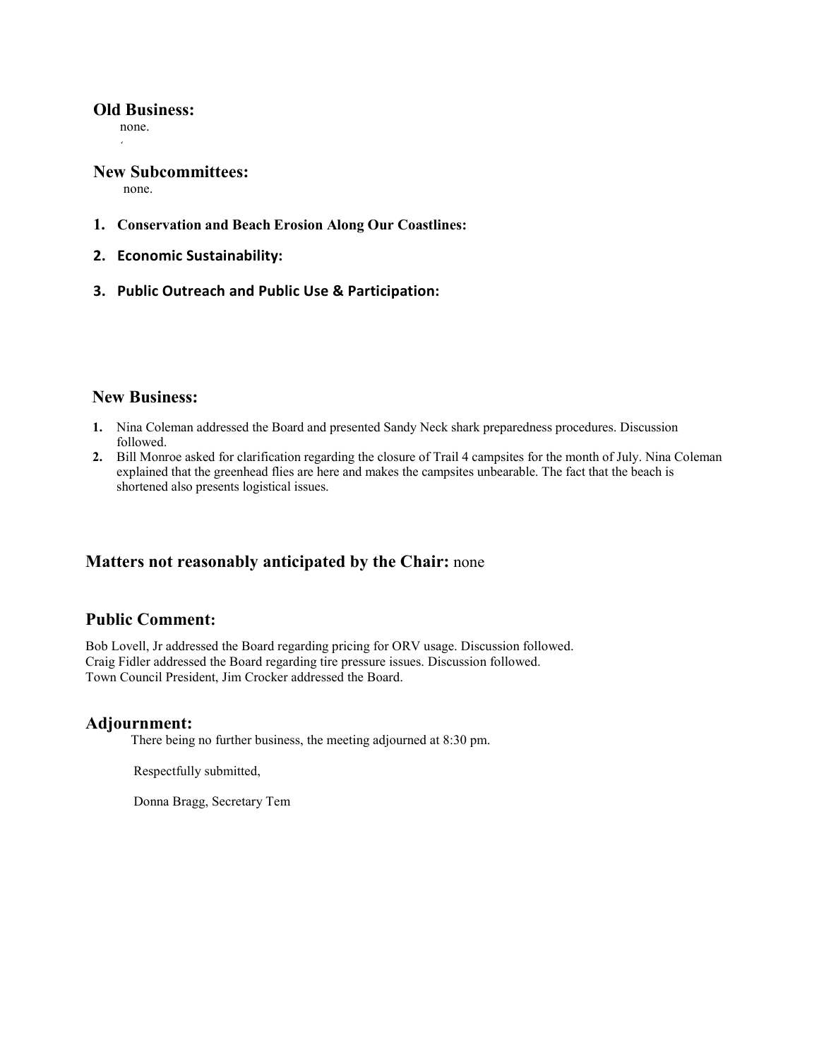## Old Business:

none.

## New Subcommittees:

none.

1. **Conservation and Beach Erosion Along Our Coastlines:**
2. **Economic Sustainability:**
3. **Public Outreach and Public Use & Participation:**

## New Business:

1. Nina Coleman addressed the Board and presented Sandy Neck shark preparedness procedures. Discussion followed.
2. Bill Monroe asked for clarification regarding the closure of Trail 4 campsites for the month of July. Nina Coleman explained that the greenhead flies are here and makes the campsites unbearable. The fact that the beach is shortened also presents logistical issues.

## Matters not reasonably anticipated by the Chair: none

## Public Comment:

Bob Lovell, Jr addressed the Board regarding pricing for ORV usage. Discussion followed.
Craig Fidler addressed the Board regarding tire pressure issues. Discussion followed.
Town Council President, Jim Crocker addressed the Board.

## Adjournment:

There being no further business, the meeting adjourned at 8:30 pm.

Respectfully submitted,

Donna Bragg, Secretary Tem